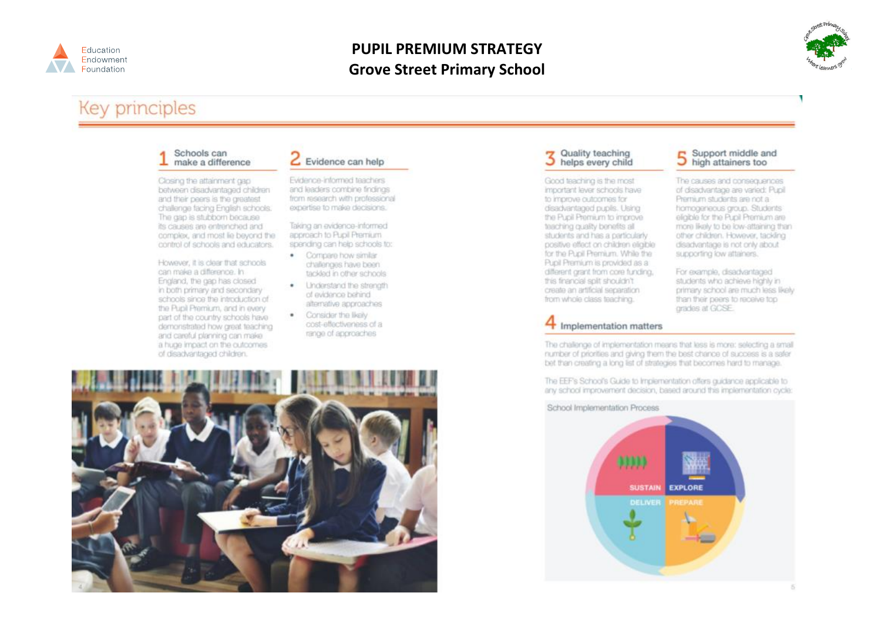# PUPIL PREMIUM STRATEGY
# Grove Street Primary School

## Key principles

### 1 Schools can make a difference

Closing the attainment gap between disadvantaged children and their peers is the greatest challenge facing English schools. The gap is stubborn because its causes are entrenched and complex, and most lie beyond the control of schools and educators.

However, it is clear that schools can make a difference. In England, the gap has closed in both primary and secondary schools since the introduction of the Pupil Premium, and in every part of the country schools have demonstrated how great teaching and careful planning can make a huge impact on the outcomes of disadvantaged children.

### 2 Evidence can help

Evidence-informed teachers and leaders combine findings from research with professional expertise to make decisions.

Taking an evidence-informed approach to Pupil Premium spending can help schools to:

- Compare how similar challenges have been tackled in other schools
- Understand the strength of evidence behind alternative approaches
- Consider the likely cost-effectiveness of a range of approaches

### 3 Quality teaching helps every child

Good teaching is the most important lever schools have to improve outcomes for disadvantaged pupils. Using the Pupil Premium to improve teaching quality benefits all students and has a particularly positive effect on children eligible for the Pupil Premium. While the Pupil Premium is provided as a different grant from core funding, this financial split shouldn't create an artificial separation from whole class teaching.

### 5 Support middle and high attainers too

The causes and consequences of disadvantage are varied: Pupil Premium students are not a homogeneous group. Students eligible for the Pupil Premium are more likely to be low-attaining than other children. However, tackling disadvantage is not only about supporting low attainers.

For example, disadvantaged students who achieve highly in primary school are much less likely than their peers to receive top grades at GCSE.

### 4 Implementation matters

The challenge of implementation means that less is more: selecting a small number of priorities and giving them the best chance of success is a safer bet than creating a long list of strategies that becomes hard to manage.

The EEF's School's Guide to Implementation offers guidance applicable to any school improvement decision, based around this implementation cycle:

School Implementation Process

SUSTAIN · EXPLORE · PREPARE · DELIVER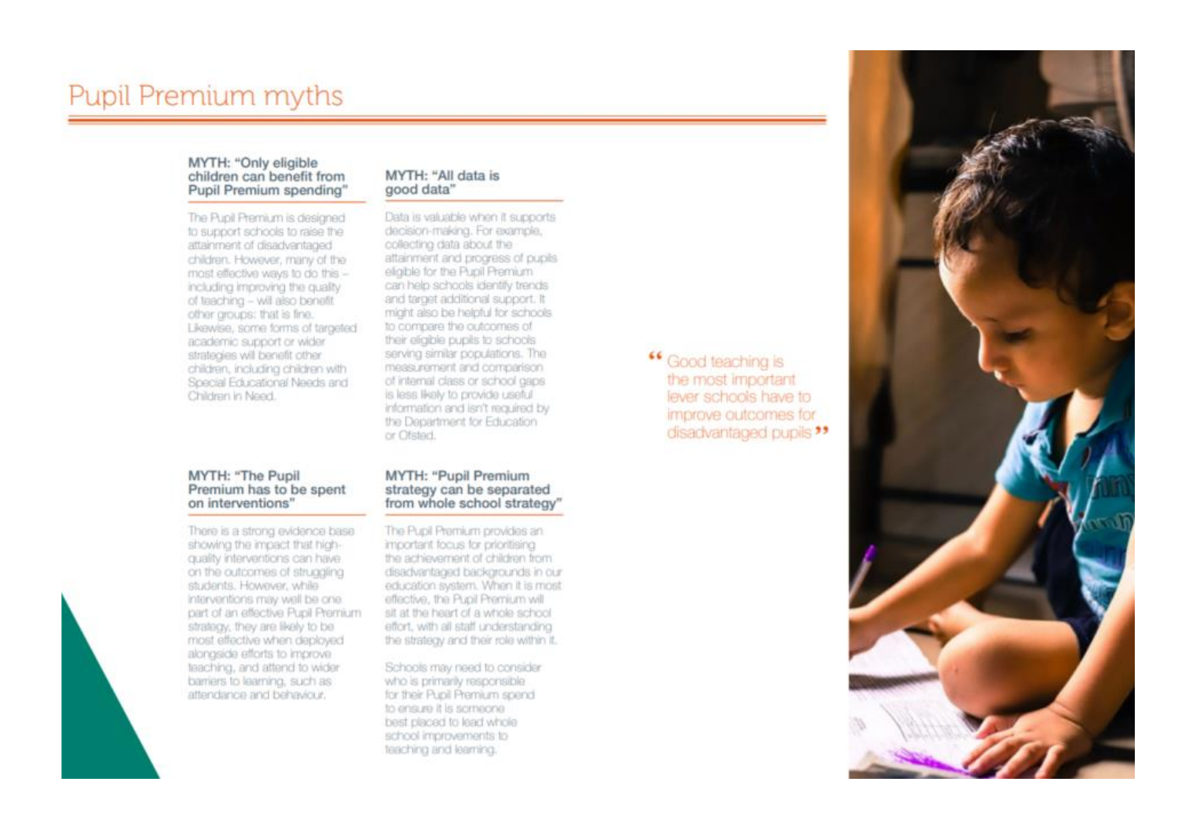# Pupil Premium myths

### MYTH: "Only eligible children can benefit from Pupil Premium spending"

The Pupil Premium is designed to support schools to raise the attainment of disadvantaged children. However, many of the most effective ways to do this – including improving the quality of teaching – will also benefit other groups: that is fine. Likewise, some forms of targeted academic support or wider strategies will benefit other children, including children with Special Educational Needs and Children in Need.

### MYTH: "The Pupil Premium has to be spent on interventions"

There is a strong evidence base showing the impact that high-quality interventions can have on the outcomes of struggling students. However, while interventions may well be one part of an effective Pupil Premium strategy, they are likely to be most effective when deployed alongside efforts to improve teaching, and attend to wider barriers to learning, such as attendance and behaviour.

### MYTH: "All data is good data"

Data is valuable when it supports decision-making. For example, collecting data about the attainment and progress of pupils eligible for the Pupil Premium can help schools identify trends and target additional support. It might also be helpful for schools to compare the outcomes of their eligible pupils to schools serving similar populations. The measurement and comparison of internal class or school gaps is less likely to provide useful information and isn't required by the Department for Education or Ofsted.

### MYTH: "Pupil Premium strategy can be separated from whole school strategy"

The Pupil Premium provides an important focus for prioritising the achievement of children from disadvantaged backgrounds in our education system. When it is most effective, the Pupil Premium will sit at the heart of a whole school effort, with all staff understanding the strategy and their role within it.

Schools may need to consider who is primarily responsible for their Pupil Premium spend to ensure it is someone best placed to lead whole school improvements to teaching and learning.

> "Good teaching is the most important lever schools have to improve outcomes for disadvantaged pupils"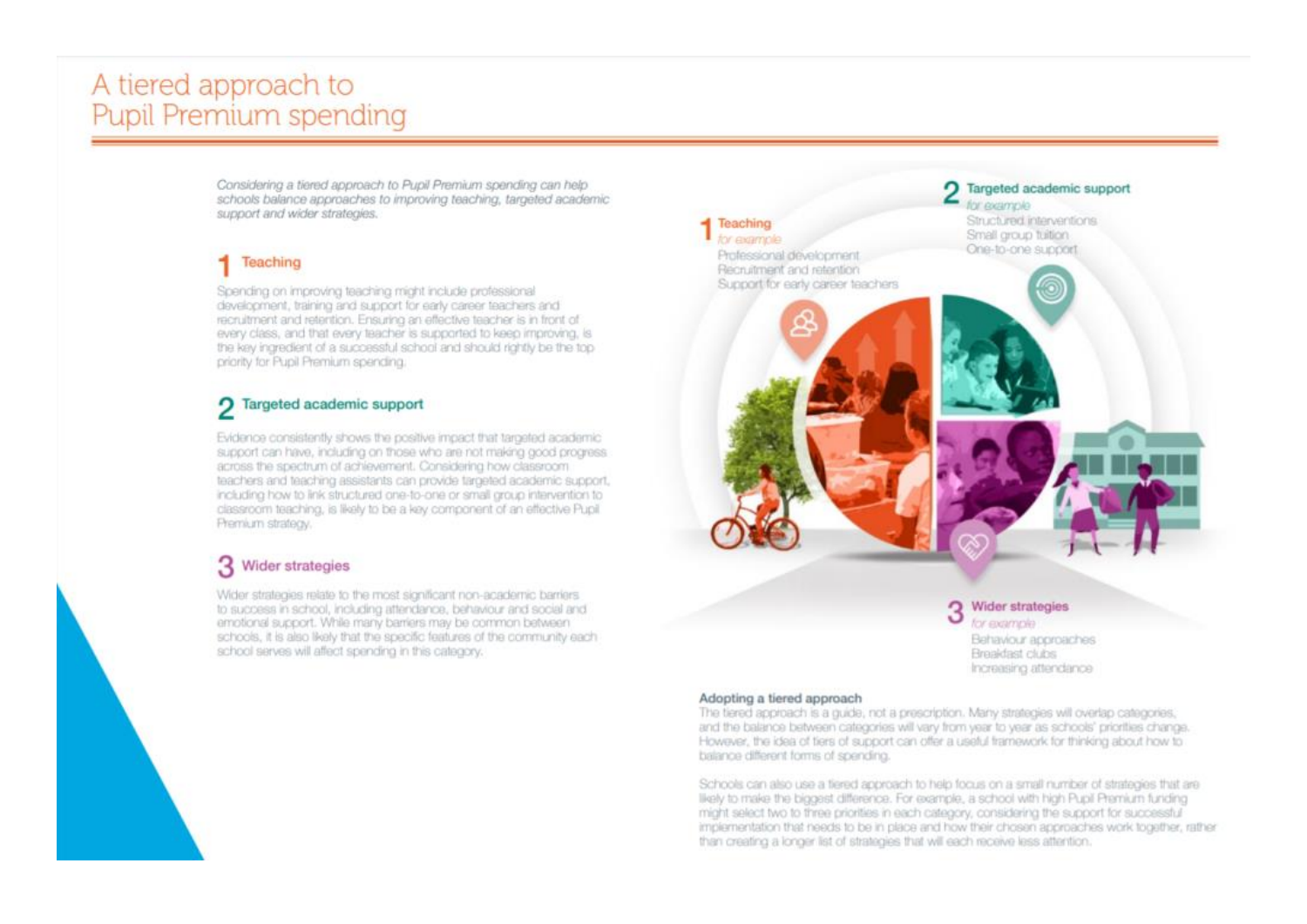# A tiered approach to Pupil Premium spending

*Considering a tiered approach to Pupil Premium spending can help schools balance approaches to improving teaching, targeted academic support and wider strategies.*

## 1 Teaching

Spending on improving teaching might include professional development, training and support for early career teachers and recruitment and retention. Ensuring an effective teacher is in front of every class, and that every teacher is supported to keep improving, is the key ingredient of a successful school and should rightly be the top priority for Pupil Premium spending.

## 2 Targeted academic support

Evidence consistently shows the positive impact that targeted academic support can have, including on those who are not making good progress across the spectrum of achievement. Considering how classroom teachers and teaching assistants can provide targeted academic support, including how to link structured one-to-one or small group intervention to classroom teaching, is likely to be a key component of an effective Pupil Premium strategy.

## 3 Wider strategies

Wider strategies relate to the most significant non-academic barriers to success in school, including attendance, behaviour and social and emotional support. While many barriers may be common between schools, it is also likely that the specific features of the community each school serves will affect spending in this category.

**1 Teaching**
*for example*
Professional development
Recruitment and retention
Support for early career teachers

**2 Targeted academic support**
*for example*
Structured interventions
Small group tuition
One-to-one support

**3 Wider strategies**
*for example*
Behaviour approaches
Breakfast clubs
Increasing attendance

### Adopting a tiered approach

The tiered approach is a guide, not a prescription. Many strategies will overlap categories, and the balance between categories will vary from year to year as schools' priorities change. However, the idea of tiers of support can offer a useful framework for thinking about how to balance different forms of spending.

Schools can also use a tiered approach to help focus on a small number of strategies that are likely to make the biggest difference. For example, a school with high Pupil Premium funding might select two to three priorities in each category, considering the support for successful implementation that needs to be in place and how their chosen approaches work together, rather than creating a longer list of strategies that will each receive less attention.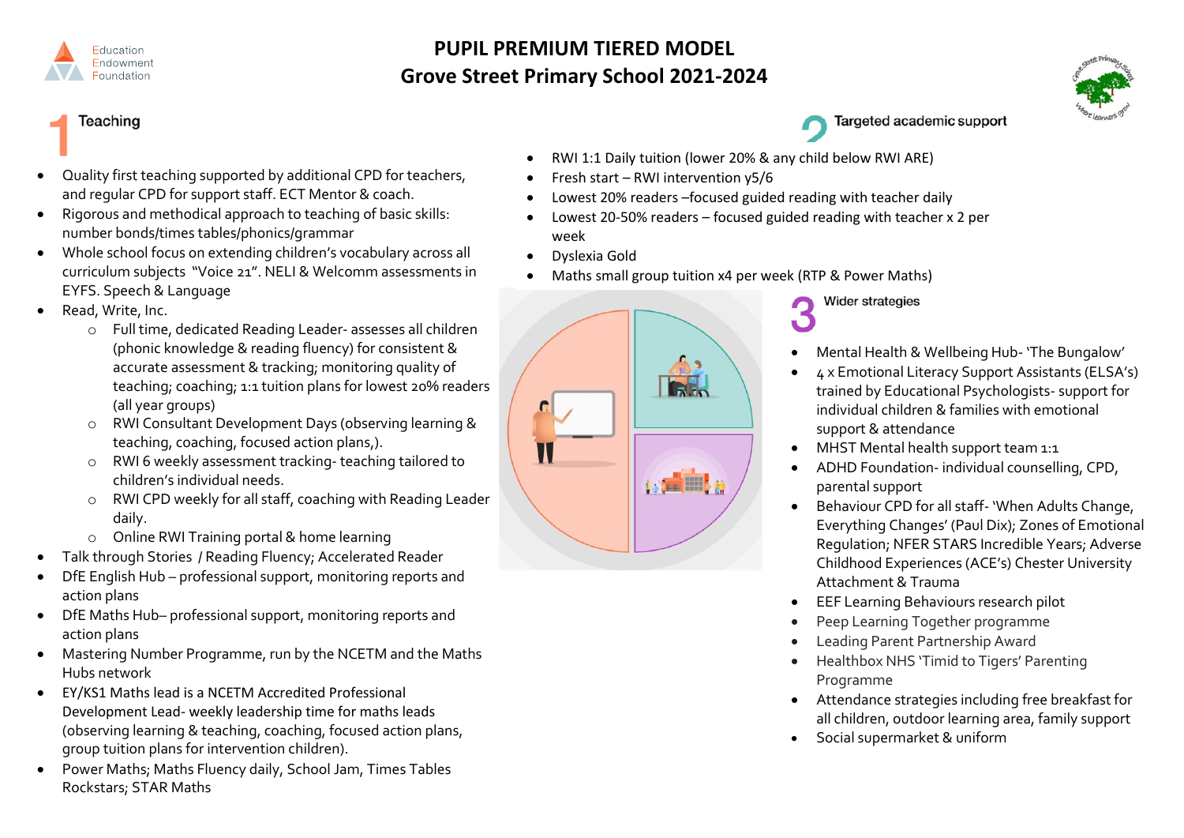Education Endowment Foundation

# PUPIL PREMIUM TIERED MODEL
# Grove Street Primary School 2021-2024

## 1 Teaching

- Quality first teaching supported by additional CPD for teachers, and regular CPD for support staff. ECT Mentor & coach.
- Rigorous and methodical approach to teaching of basic skills: number bonds/times tables/phonics/grammar
- Whole school focus on extending children's vocabulary across all curriculum subjects "Voice 21". NELI & Welcomm assessments in EYFS. Speech & Language
- Read, Write, Inc.
    - Full time, dedicated Reading Leader- assesses all children (phonic knowledge & reading fluency) for consistent & accurate assessment & tracking; monitoring quality of teaching; coaching; 1:1 tuition plans for lowest 20% readers (all year groups)
    - RWI Consultant Development Days (observing learning & teaching, coaching, focused action plans,).
    - RWI 6 weekly assessment tracking- teaching tailored to children's individual needs.
    - RWI CPD weekly for all staff, coaching with Reading Leader daily.
    - Online RWI Training portal & home learning
- Talk through Stories / Reading Fluency; Accelerated Reader
- DfE English Hub – professional support, monitoring reports and action plans
- DfE Maths Hub– professional support, monitoring reports and action plans
- Mastering Number Programme, run by the NCETM and the Maths Hubs network
- EY/KS1 Maths lead is a NCETM Accredited Professional Development Lead- weekly leadership time for maths leads (observing learning & teaching, coaching, focused action plans, group tuition plans for intervention children).
- Power Maths; Maths Fluency daily, School Jam, Times Tables Rockstars; STAR Maths

## 2 Targeted academic support

- RWI 1:1 Daily tuition (lower 20% & any child below RWI ARE)
- Fresh start – RWI intervention y5/6
- Lowest 20% readers –focused guided reading with teacher daily
- Lowest 20-50% readers – focused guided reading with teacher x 2 per week
- Dyslexia Gold
- Maths small group tuition x4 per week (RTP & Power Maths)

## 3 Wider strategies

- Mental Health & Wellbeing Hub- 'The Bungalow'
- 4 x Emotional Literacy Support Assistants (ELSA's) trained by Educational Psychologists- support for individual children & families with emotional support & attendance
- MHST Mental health support team 1:1
- ADHD Foundation- individual counselling, CPD, parental support
- Behaviour CPD for all staff- 'When Adults Change, Everything Changes' (Paul Dix); Zones of Emotional Regulation; NFER STARS Incredible Years; Adverse Childhood Experiences (ACE's) Chester University Attachment & Trauma
- EEF Learning Behaviours research pilot
- Peep Learning Together programme
- Leading Parent Partnership Award
- Healthbox NHS 'Timid to Tigers' Parenting Programme
- Attendance strategies including free breakfast for all children, outdoor learning area, family support
- Social supermarket & uniform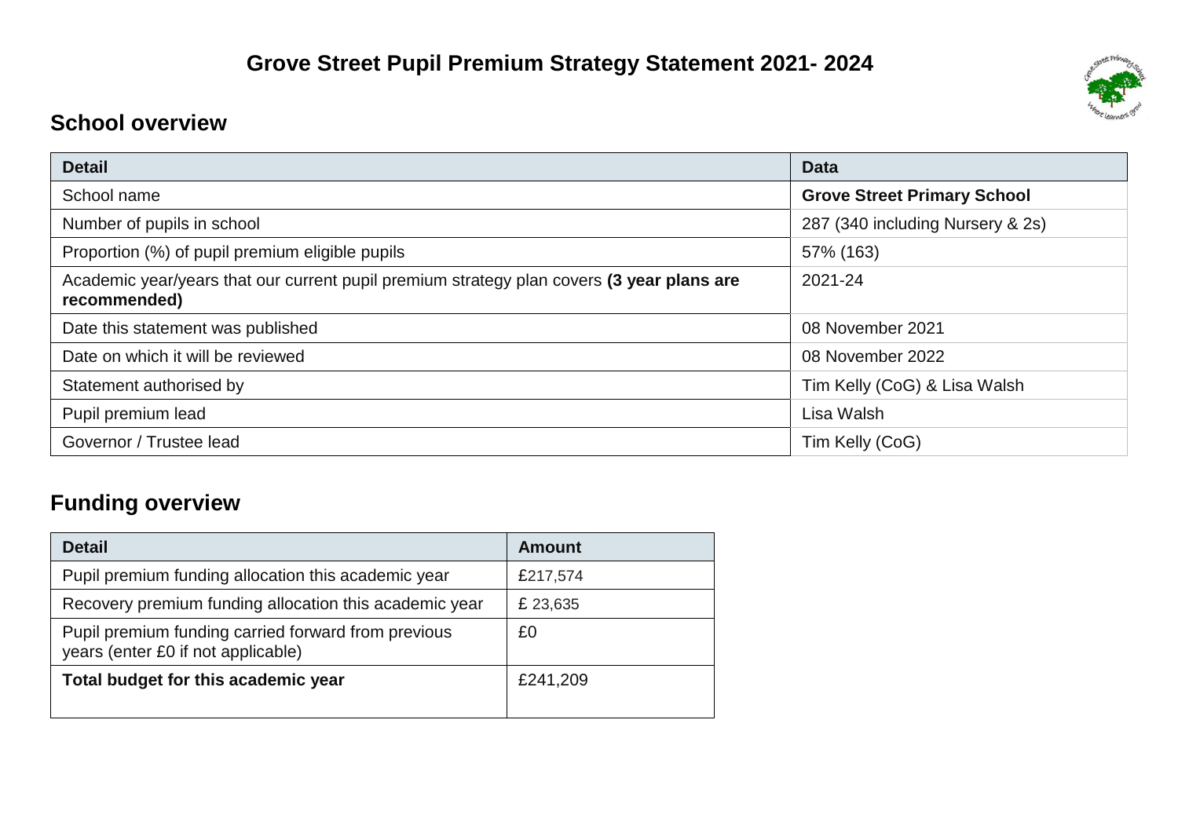# Grove Street Pupil Premium Strategy Statement 2021- 2024

## School overview

| Detail | Data |
|---|---|
| School name | **Grove Street Primary School** |
| Number of pupils in school | 287 (340 including Nursery & 2s) |
| Proportion (%) of pupil premium eligible pupils | 57% (163) |
| Academic year/years that our current pupil premium strategy plan covers **(3 year plans are recommended)** | 2021-24 |
| Date this statement was published | 08 November 2021 |
| Date on which it will be reviewed | 08 November 2022 |
| Statement authorised by | Tim Kelly (CoG) & Lisa Walsh |
| Pupil premium lead | Lisa Walsh |
| Governor / Trustee lead | Tim Kelly (CoG) |

## Funding overview

| Detail | Amount |
|---|---|
| Pupil premium funding allocation this academic year | £217,574 |
| Recovery premium funding allocation this academic year | £ 23,635 |
| Pupil premium funding carried forward from previous years (enter £0 if not applicable) | £0 |
| **Total budget for this academic year** | £241,209 |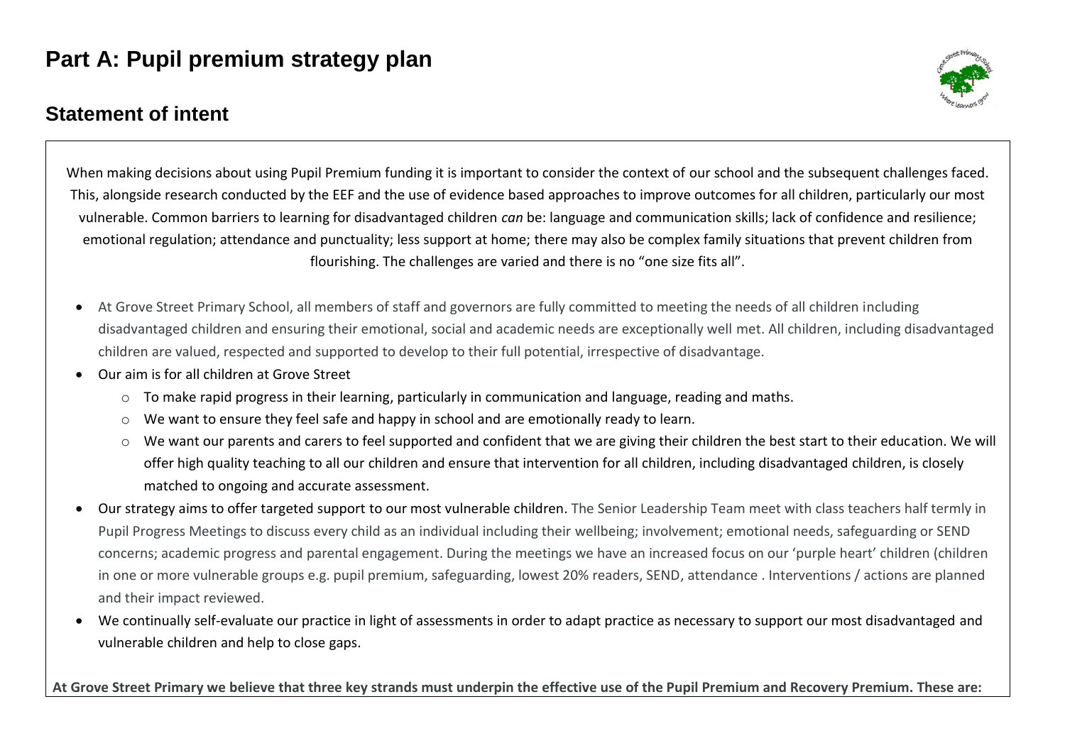# Part A: Pupil premium strategy plan

## Statement of intent

When making decisions about using Pupil Premium funding it is important to consider the context of our school and the subsequent challenges faced. This, alongside research conducted by the EEF and the use of evidence based approaches to improve outcomes for all children, particularly our most vulnerable. Common barriers to learning for disadvantaged children *can* be: language and communication skills; lack of confidence and resilience; emotional regulation; attendance and punctuality; less support at home; there may also be complex family situations that prevent children from flourishing. The challenges are varied and there is no "one size fits all".

- At Grove Street Primary School, all members of staff and governors are fully committed to meeting the needs of all children including disadvantaged children and ensuring their emotional, social and academic needs are exceptionally well met. All children, including disadvantaged children are valued, respected and supported to develop to their full potential, irrespective of disadvantage.
- Our aim is for all children at Grove Street
  - To make rapid progress in their learning, particularly in communication and language, reading and maths.
  - We want to ensure they feel safe and happy in school and are emotionally ready to learn.
  - We want our parents and carers to feel supported and confident that we are giving their children the best start to their education. We will offer high quality teaching to all our children and ensure that intervention for all children, including disadvantaged children, is closely matched to ongoing and accurate assessment.
- Our strategy aims to offer targeted support to our most vulnerable children. The Senior Leadership Team meet with class teachers half termly in Pupil Progress Meetings to discuss every child as an individual including their wellbeing; involvement; emotional needs, safeguarding or SEND concerns; academic progress and parental engagement. During the meetings we have an increased focus on our 'purple heart' children (children in one or more vulnerable groups e.g. pupil premium, safeguarding, lowest 20% readers, SEND, attendance . Interventions / actions are planned and their impact reviewed.
- We continually self-evaluate our practice in light of assessments in order to adapt practice as necessary to support our most disadvantaged and vulnerable children and help to close gaps.

**At Grove Street Primary we believe that three key strands must underpin the effective use of the Pupil Premium and Recovery Premium. These are:**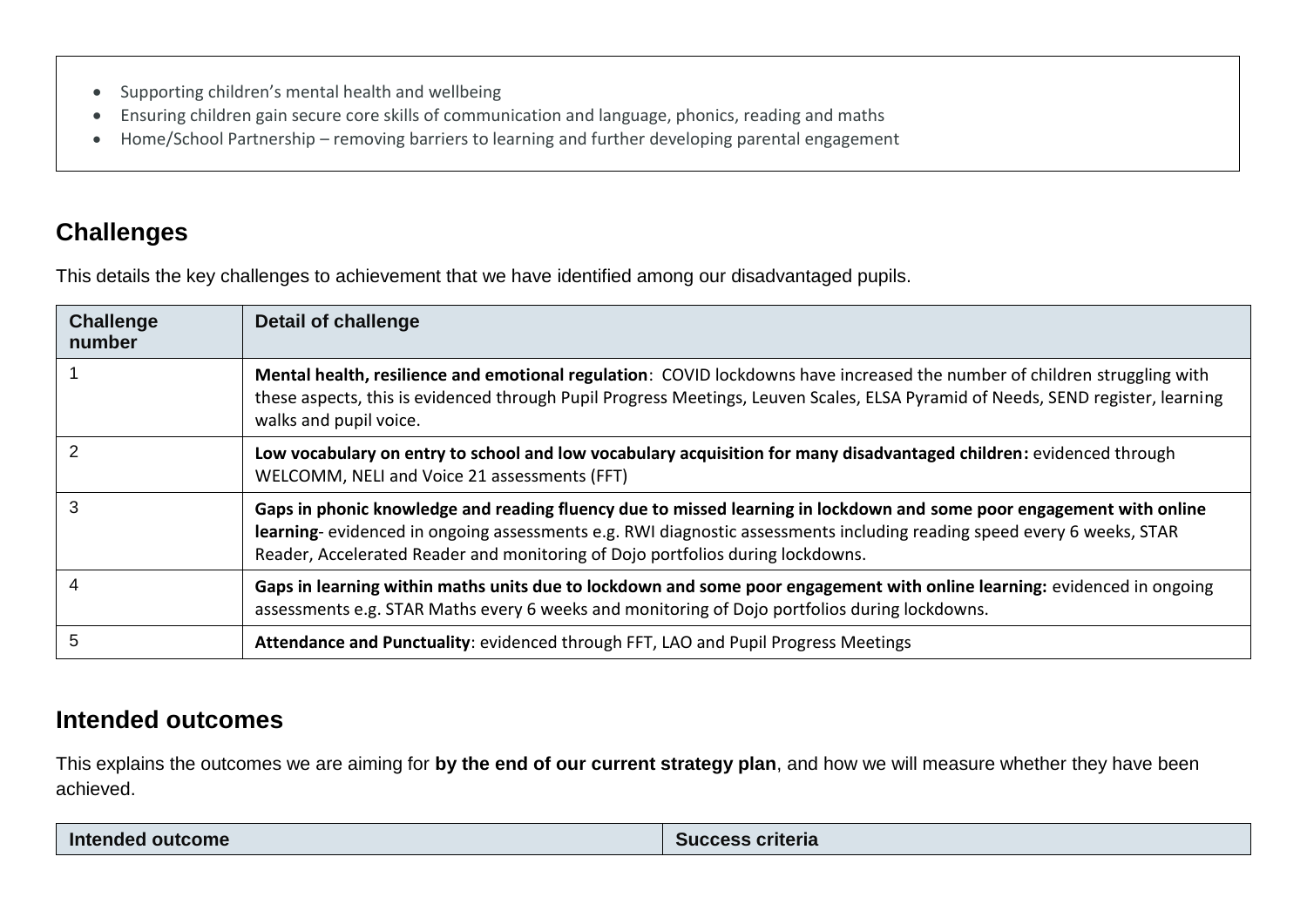- Supporting children's mental health and wellbeing
- Ensuring children gain secure core skills of communication and language, phonics, reading and maths
- Home/School Partnership – removing barriers to learning and further developing parental engagement

## Challenges

This details the key challenges to achievement that we have identified among our disadvantaged pupils.

| Challenge number | Detail of challenge |
|---|---|
| 1 | **Mental health, resilience and emotional regulation**: COVID lockdowns have increased the number of children struggling with these aspects, this is evidenced through Pupil Progress Meetings, Leuven Scales, ELSA Pyramid of Needs, SEND register, learning walks and pupil voice. |
| 2 | **Low vocabulary on entry to school and low vocabulary acquisition for many disadvantaged children:** evidenced through WELCOMM, NELI and Voice 21 assessments (FFT) |
| 3 | **Gaps in phonic knowledge and reading fluency due to missed learning in lockdown and some poor engagement with online learning**- evidenced in ongoing assessments e.g. RWI diagnostic assessments including reading speed every 6 weeks, STAR Reader, Accelerated Reader and monitoring of Dojo portfolios during lockdowns. |
| 4 | **Gaps in learning within maths units due to lockdown and some poor engagement with online learning:** evidenced in ongoing assessments e.g. STAR Maths every 6 weeks and monitoring of Dojo portfolios during lockdowns. |
| 5 | **Attendance and Punctuality**: evidenced through FFT, LAO and Pupil Progress Meetings |

## Intended outcomes

This explains the outcomes we are aiming for **by the end of our current strategy plan**, and how we will measure whether they have been achieved.

| Intended outcome | Success criteria |
|---|---|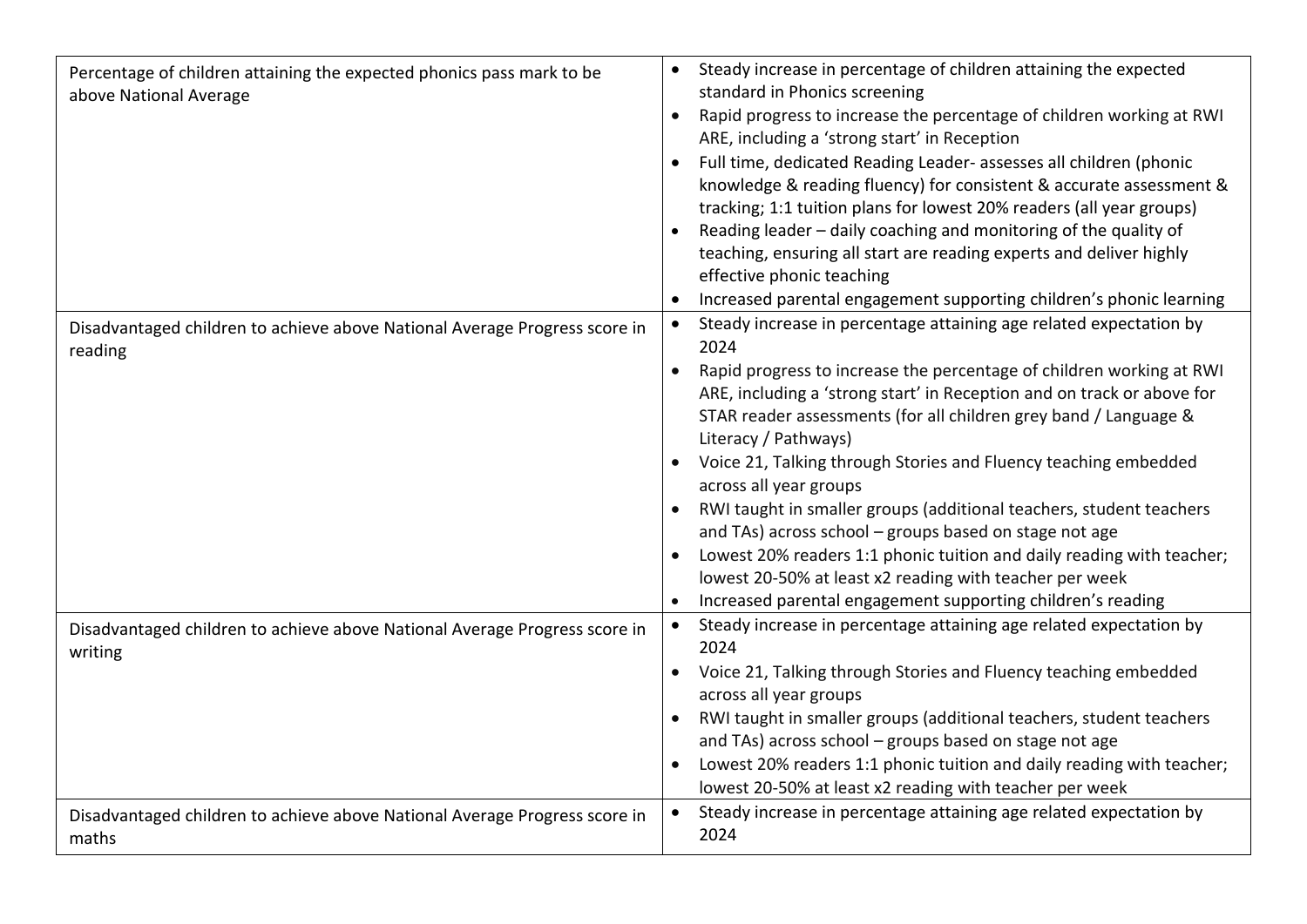| | |
|---|---|
| Percentage of children attaining the expected phonics pass mark to be above National Average | • Steady increase in percentage of children attaining the expected standard in Phonics screening<br>• Rapid progress to increase the percentage of children working at RWI ARE, including a 'strong start' in Reception<br>• Full time, dedicated Reading Leader- assesses all children (phonic knowledge & reading fluency) for consistent & accurate assessment & tracking; 1:1 tuition plans for lowest 20% readers (all year groups)<br>• Reading leader – daily coaching and monitoring of the quality of teaching, ensuring all start are reading experts and deliver highly effective phonic teaching<br>• Increased parental engagement supporting children's phonic learning |
| Disadvantaged children to achieve above National Average Progress score in reading | • Steady increase in percentage attaining age related expectation by 2024<br>• Rapid progress to increase the percentage of children working at RWI ARE, including a 'strong start' in Reception and on track or above for STAR reader assessments (for all children grey band / Language & Literacy / Pathways)<br>• Voice 21, Talking through Stories and Fluency teaching embedded across all year groups<br>• RWI taught in smaller groups (additional teachers, student teachers and TAs) across school – groups based on stage not age<br>• Lowest 20% readers 1:1 phonic tuition and daily reading with teacher; lowest 20-50% at least x2 reading with teacher per week<br>• Increased parental engagement supporting children's reading |
| Disadvantaged children to achieve above National Average Progress score in writing | • Steady increase in percentage attaining age related expectation by 2024<br>• Voice 21, Talking through Stories and Fluency teaching embedded across all year groups<br>• RWI taught in smaller groups (additional teachers, student teachers and TAs) across school – groups based on stage not age<br>• Lowest 20% readers 1:1 phonic tuition and daily reading with teacher; lowest 20-50% at least x2 reading with teacher per week |
| Disadvantaged children to achieve above National Average Progress score in maths | • Steady increase in percentage attaining age related expectation by 2024 |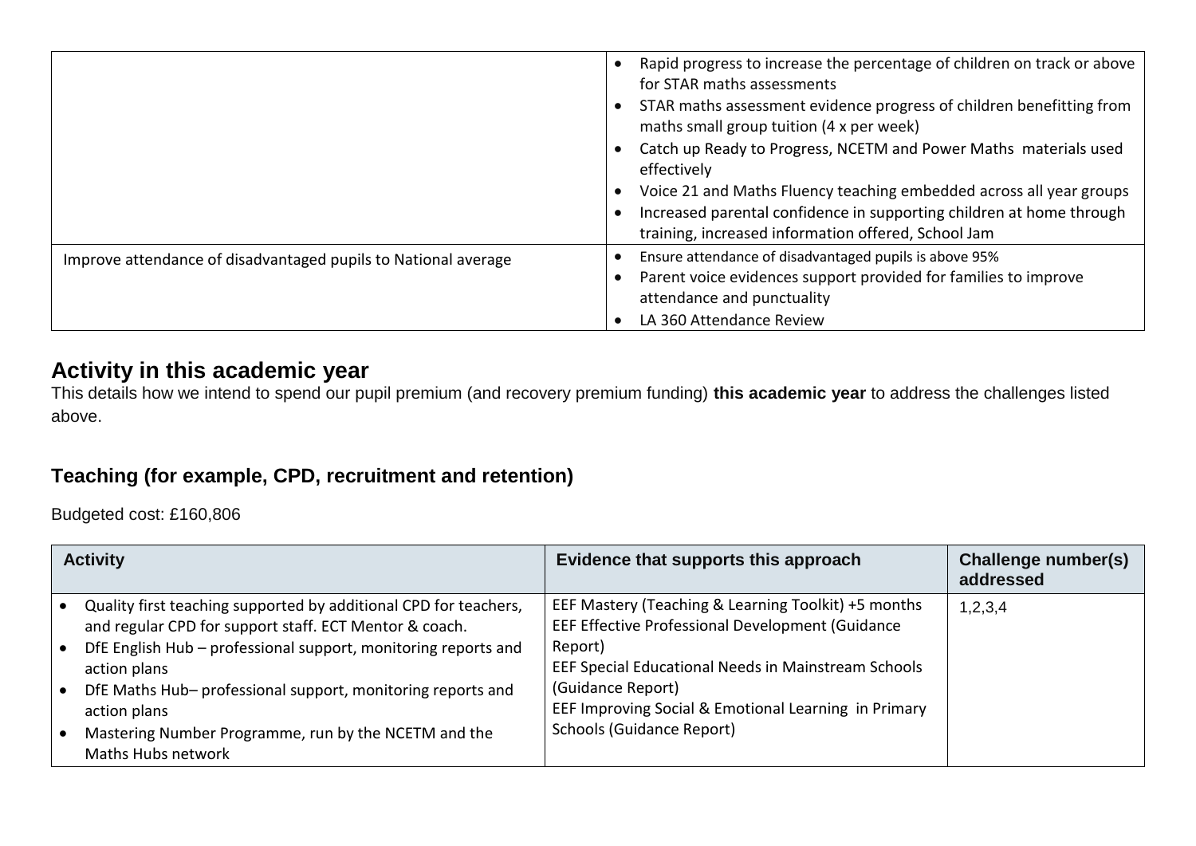| | |
|---|---|
| | • Rapid progress to increase the percentage of children on track or above for STAR maths assessments<br>• STAR maths assessment evidence progress of children benefitting from maths small group tuition (4 x per week)<br>• Catch up Ready to Progress, NCETM and Power Maths materials used effectively<br>• Voice 21 and Maths Fluency teaching embedded across all year groups<br>• Increased parental confidence in supporting children at home through training, increased information offered, School Jam |
| Improve attendance of disadvantaged pupils to National average | • Ensure attendance of disadvantaged pupils is above 95%<br>• Parent voice evidences support provided for families to improve attendance and punctuality<br>• LA 360 Attendance Review |

## Activity in this academic year

This details how we intend to spend our pupil premium (and recovery premium funding) **this academic year** to address the challenges listed above.

### Teaching (for example, CPD, recruitment and retention)

Budgeted cost: £160,806

| Activity | Evidence that supports this approach | Challenge number(s) addressed |
|---|---|---|
| • Quality first teaching supported by additional CPD for teachers, and regular CPD for support staff. ECT Mentor & coach.<br>• DfE English Hub – professional support, monitoring reports and action plans<br>• DfE Maths Hub– professional support, monitoring reports and action plans<br>• Mastering Number Programme, run by the NCETM and the Maths Hubs network | EEF Mastery (Teaching & Learning Toolkit) +5 months<br>EEF Effective Professional Development (Guidance Report)<br>EEF Special Educational Needs in Mainstream Schools (Guidance Report)<br>EEF Improving Social & Emotional Learning in Primary Schools (Guidance Report) | 1,2,3,4 |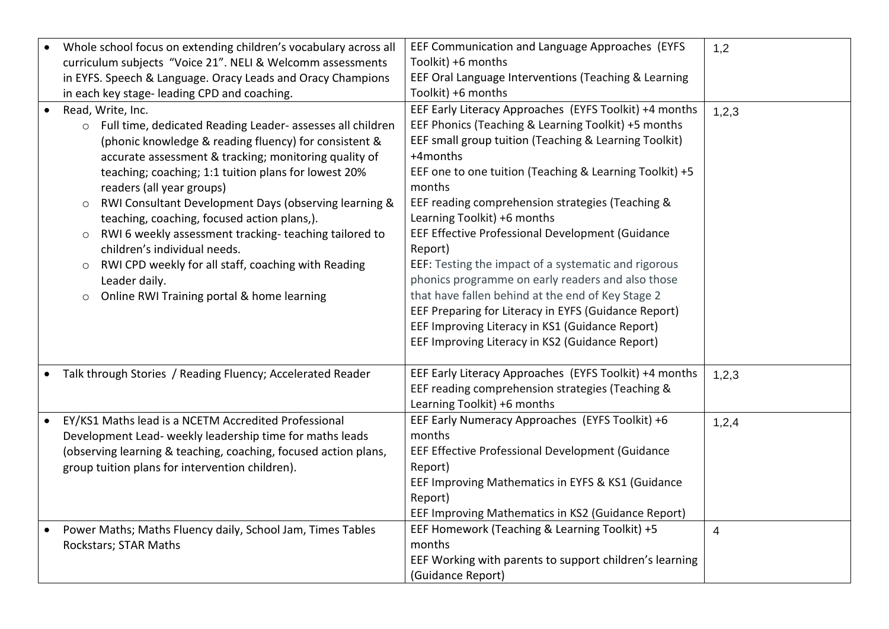| | | |
|---|---|---|
| • Whole school focus on extending children's vocabulary across all curriculum subjects "Voice 21". NELI & Welcomm assessments in EYFS. Speech & Language. Oracy Leads and Oracy Champions in each key stage- leading CPD and coaching. | EEF Communication and Language Approaches (EYFS Toolkit) +6 months<br>EEF Oral Language Interventions (Teaching & Learning Toolkit) +6 months | 1,2 |
| • Read, Write, Inc.<br>○ Full time, dedicated Reading Leader- assesses all children (phonic knowledge & reading fluency) for consistent & accurate assessment & tracking; monitoring quality of teaching; coaching; 1:1 tuition plans for lowest 20% readers (all year groups)<br>○ RWI Consultant Development Days (observing learning & teaching, coaching, focused action plans,).<br>○ RWI 6 weekly assessment tracking- teaching tailored to children's individual needs.<br>○ RWI CPD weekly for all staff, coaching with Reading Leader daily.<br>○ Online RWI Training portal & home learning | EEF Early Literacy Approaches (EYFS Toolkit) +4 months<br>EEF Phonics (Teaching & Learning Toolkit) +5 months<br>EEF small group tuition (Teaching & Learning Toolkit) +4months<br>EEF one to one tuition (Teaching & Learning Toolkit) +5 months<br>EEF reading comprehension strategies (Teaching & Learning Toolkit) +6 months<br>EEF Effective Professional Development (Guidance Report)<br>EEF: Testing the impact of a systematic and rigorous phonics programme on early readers and also those that have fallen behind at the end of Key Stage 2<br>EEF Preparing for Literacy in EYFS (Guidance Report)<br>EEF Improving Literacy in KS1 (Guidance Report)<br>EEF Improving Literacy in KS2 (Guidance Report) | 1,2,3 |
| • Talk through Stories / Reading Fluency; Accelerated Reader | EEF Early Literacy Approaches (EYFS Toolkit) +4 months<br>EEF reading comprehension strategies (Teaching & Learning Toolkit) +6 months | 1,2,3 |
| • EY/KS1 Maths lead is a NCETM Accredited Professional Development Lead- weekly leadership time for maths leads (observing learning & teaching, coaching, focused action plans, group tuition plans for intervention children). | EEF Early Numeracy Approaches (EYFS Toolkit) +6 months<br>EEF Effective Professional Development (Guidance Report)<br>EEF Improving Mathematics in EYFS & KS1 (Guidance Report)<br>EEF Improving Mathematics in KS2 (Guidance Report) | 1,2,4 |
| • Power Maths; Maths Fluency daily, School Jam, Times Tables Rockstars; STAR Maths | EEF Homework (Teaching & Learning Toolkit) +5 months<br>EEF Working with parents to support children's learning (Guidance Report) | 4 |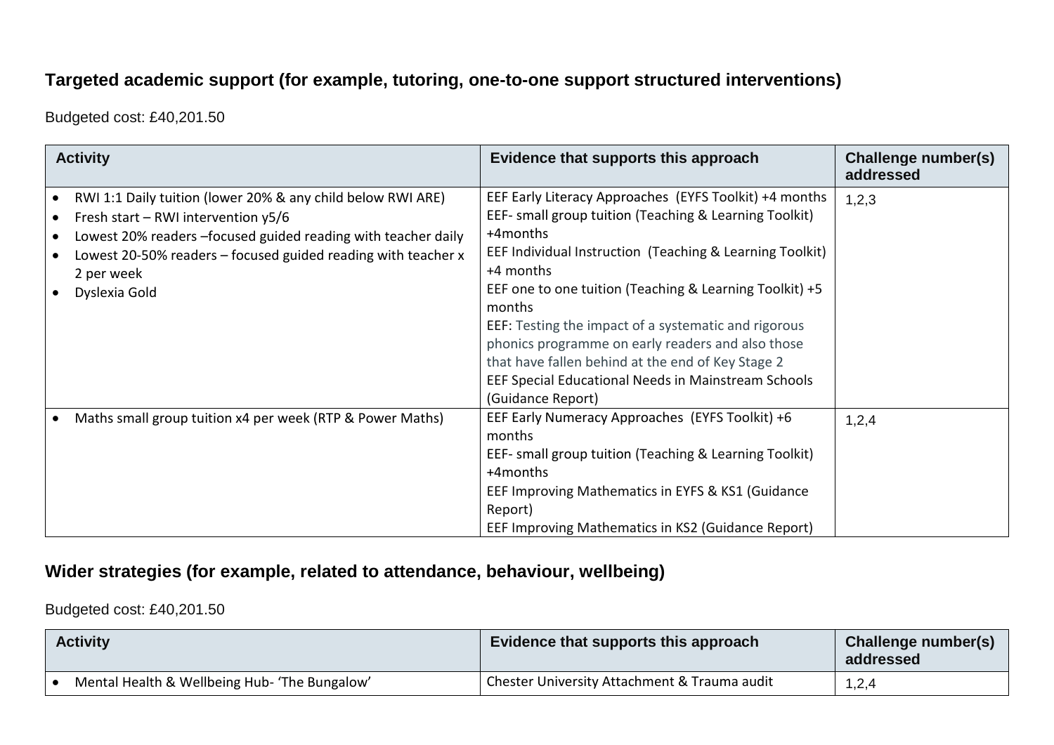## Targeted academic support (for example, tutoring, one-to-one support structured interventions)

Budgeted cost: £40,201.50

| Activity | Evidence that supports this approach | Challenge number(s) addressed |
|---|---|---|
| • RWI 1:1 Daily tuition (lower 20% & any child below RWI ARE)<br>• Fresh start – RWI intervention y5/6<br>• Lowest 20% readers –focused guided reading with teacher daily<br>• Lowest 20-50% readers – focused guided reading with teacher x 2 per week<br>• Dyslexia Gold | EEF Early Literacy Approaches (EYFS Toolkit) +4 months<br>EEF- small group tuition (Teaching & Learning Toolkit) +4months<br>EEF Individual Instruction (Teaching & Learning Toolkit) +4 months<br>EEF one to one tuition (Teaching & Learning Toolkit) +5 months<br>EEF: Testing the impact of a systematic and rigorous phonics programme on early readers and also those that have fallen behind at the end of Key Stage 2<br>EEF Special Educational Needs in Mainstream Schools (Guidance Report) | 1,2,3 |
| • Maths small group tuition x4 per week (RTP & Power Maths) | EEF Early Numeracy Approaches (EYFS Toolkit) +6 months<br>EEF- small group tuition (Teaching & Learning Toolkit) +4months<br>EEF Improving Mathematics in EYFS & KS1 (Guidance Report)<br>EEF Improving Mathematics in KS2 (Guidance Report) | 1,2,4 |

## Wider strategies (for example, related to attendance, behaviour, wellbeing)

Budgeted cost: £40,201.50

| Activity | Evidence that supports this approach | Challenge number(s) addressed |
|---|---|---|
| • Mental Health & Wellbeing Hub- 'The Bungalow' | Chester University Attachment & Trauma audit | 1,2,4 |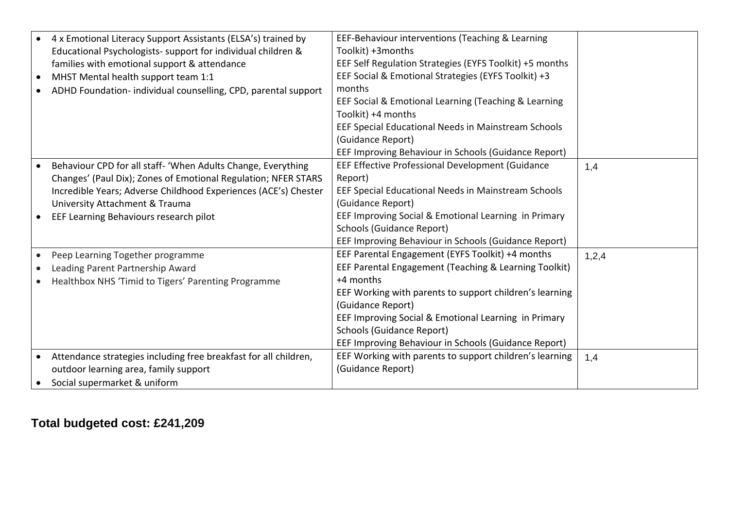| | | |
|---|---|---|
| • 4 x Emotional Literacy Support Assistants (ELSA's) trained by Educational Psychologists- support for individual children & families with emotional support & attendance<br>• MHST Mental health support team 1:1<br>• ADHD Foundation- individual counselling, CPD, parental support | EEF-Behaviour interventions (Teaching & Learning Toolkit) +3months<br>EEF Self Regulation Strategies (EYFS Toolkit) +5 months<br>EEF Social & Emotional Strategies (EYFS Toolkit) +3 months<br>EEF Social & Emotional Learning (Teaching & Learning Toolkit) +4 months<br>EEF Special Educational Needs in Mainstream Schools (Guidance Report)<br>EEF Improving Behaviour in Schools (Guidance Report) | |
| • Behaviour CPD for all staff- 'When Adults Change, Everything Changes' (Paul Dix); Zones of Emotional Regulation; NFER STARS Incredible Years; Adverse Childhood Experiences (ACE's) Chester University Attachment & Trauma<br>• EEF Learning Behaviours research pilot | EEF Effective Professional Development (Guidance Report)<br>EEF Special Educational Needs in Mainstream Schools (Guidance Report)<br>EEF Improving Social & Emotional Learning in Primary Schools (Guidance Report)<br>EEF Improving Behaviour in Schools (Guidance Report) | 1,4 |
| • Peep Learning Together programme<br>• Leading Parent Partnership Award<br>• Healthbox NHS 'Timid to Tigers' Parenting Programme | EEF Parental Engagement (EYFS Toolkit) +4 months<br>EEF Parental Engagement (Teaching & Learning Toolkit) +4 months<br>EEF Working with parents to support children's learning (Guidance Report)<br>EEF Improving Social & Emotional Learning in Primary Schools (Guidance Report)<br>EEF Improving Behaviour in Schools (Guidance Report) | 1,2,4 |
| • Attendance strategies including free breakfast for all children, outdoor learning area, family support<br>• Social supermarket & uniform | EEF Working with parents to support children's learning (Guidance Report) | 1,4 |

**Total budgeted cost: £241,209**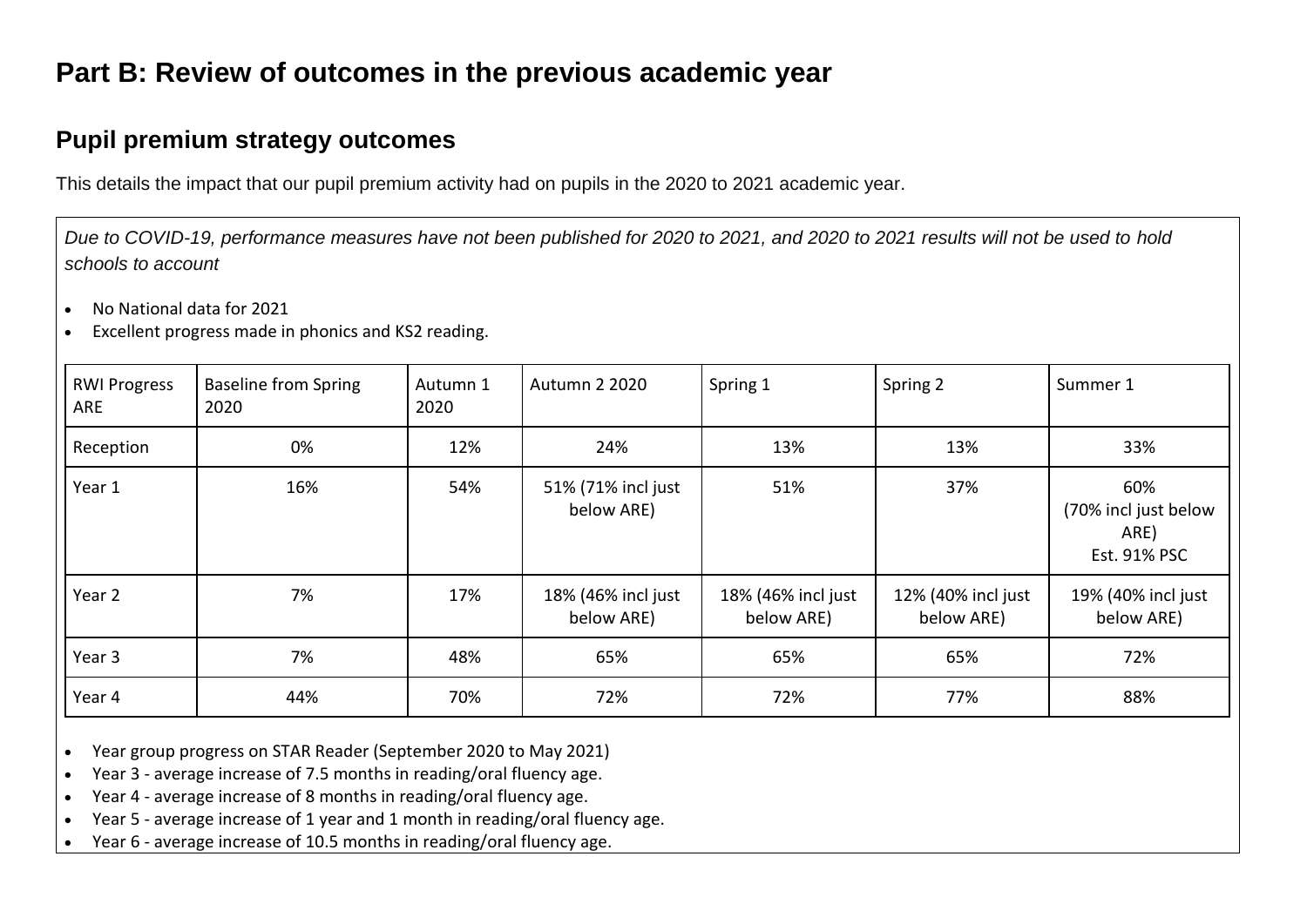# Part B: Review of outcomes in the previous academic year

## Pupil premium strategy outcomes

This details the impact that our pupil premium activity had on pupils in the 2020 to 2021 academic year.

*Due to COVID-19, performance measures have not been published for 2020 to 2021, and 2020 to 2021 results will not be used to hold schools to account*

- No National data for 2021
- Excellent progress made in phonics and KS2 reading.

| RWI Progress ARE | Baseline from Spring 2020 | Autumn 1 2020 | Autumn 2 2020 | Spring 1 | Spring 2 | Summer 1 |
|---|---|---|---|---|---|---|
| Reception | 0% | 12% | 24% | 13% | 13% | 33% |
| Year 1 | 16% | 54% | 51% (71% incl just below ARE) | 51% | 37% | 60% (70% incl just below ARE) Est. 91% PSC |
| Year 2 | 7% | 17% | 18% (46% incl just below ARE) | 18% (46% incl just below ARE) | 12% (40% incl just below ARE) | 19% (40% incl just below ARE) |
| Year 3 | 7% | 48% | 65% | 65% | 65% | 72% |
| Year 4 | 44% | 70% | 72% | 72% | 77% | 88% |

- Year group progress on STAR Reader (September 2020 to May 2021)
- Year 3 - average increase of 7.5 months in reading/oral fluency age.
- Year 4 - average increase of 8 months in reading/oral fluency age.
- Year 5 - average increase of 1 year and 1 month in reading/oral fluency age.
- Year 6 - average increase of 10.5 months in reading/oral fluency age.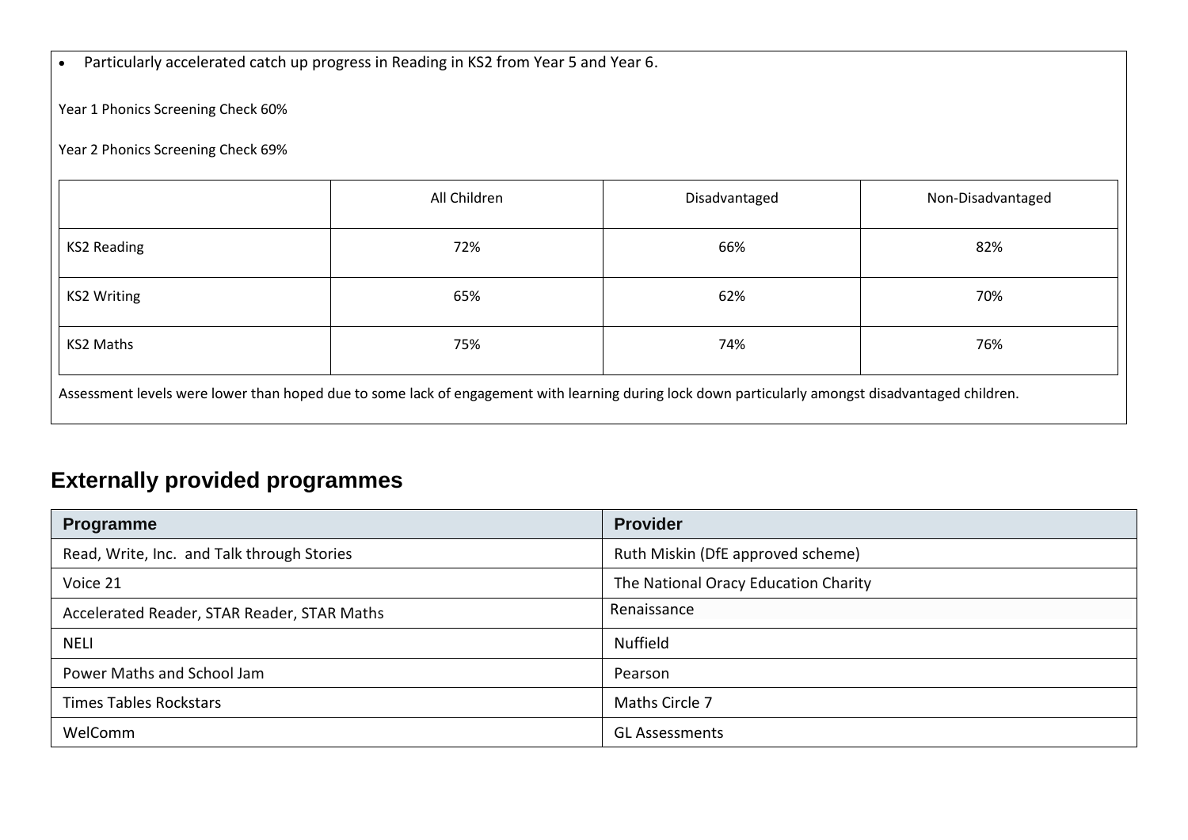- Particularly accelerated catch up progress in Reading in KS2 from Year 5 and Year 6.

Year 1 Phonics Screening Check 60%

Year 2 Phonics Screening Check 69%

| | All Children | Disadvantaged | Non-Disadvantaged |
|---|---|---|---|
| KS2 Reading | 72% | 66% | 82% |
| KS2 Writing | 65% | 62% | 70% |
| KS2 Maths | 75% | 74% | 76% |

Assessment levels were lower than hoped due to some lack of engagement with learning during lock down particularly amongst disadvantaged children.

## Externally provided programmes

| Programme | Provider |
|---|---|
| Read, Write, Inc. and Talk through Stories | Ruth Miskin (DfE approved scheme) |
| Voice 21 | The National Oracy Education Charity |
| Accelerated Reader, STAR Reader, STAR Maths | Renaissance |
| NELI | Nuffield |
| Power Maths and School Jam | Pearson |
| Times Tables Rockstars | Maths Circle 7 |
| WelComm | GL Assessments |